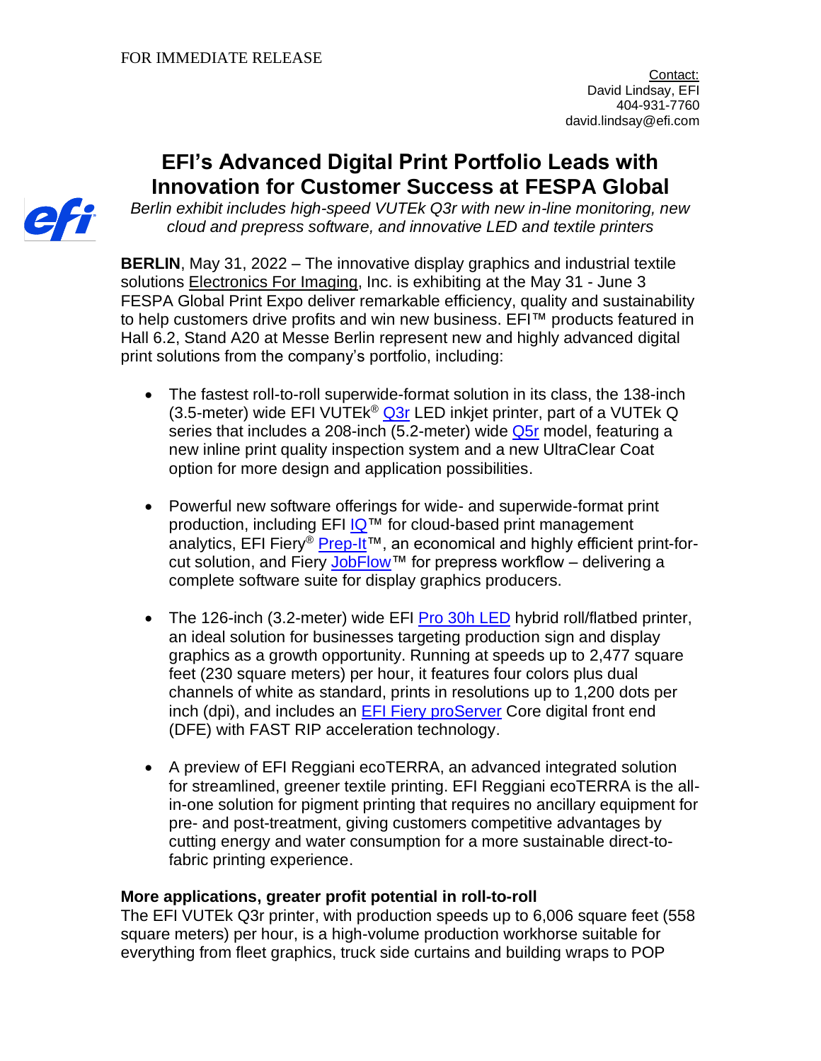FOR IMMEDIATE RELEASE

Contact:
David Lindsay, EFI
404-931-7760
david.lindsay@efi.com

# EFI's Advanced Digital Print Portfolio Leads with Innovation for Customer Success at FESPA Global

*Berlin exhibit includes high-speed VUTEk Q3r with new in-line monitoring, new cloud and prepress software, and innovative LED and textile printers*

**BERLIN**, May 31, 2022 – The innovative display graphics and industrial textile solutions Electronics For Imaging, Inc. is exhibiting at the May 31 - June 3 FESPA Global Print Expo deliver remarkable efficiency, quality and sustainability to help customers drive profits and win new business. EFI™ products featured in Hall 6.2, Stand A20 at Messe Berlin represent new and highly advanced digital print solutions from the company's portfolio, including:

- The fastest roll-to-roll superwide-format solution in its class, the 138-inch (3.5-meter) wide EFI VUTEk® Q3r LED inkjet printer, part of a VUTEk Q series that includes a 208-inch (5.2-meter) wide Q5r model, featuring a new inline print quality inspection system and a new UltraClear Coat option for more design and application possibilities.

- Powerful new software offerings for wide- and superwide-format print production, including EFI IQ™ for cloud-based print management analytics, EFI Fiery® Prep-It™, an economical and highly efficient print-for-cut solution, and Fiery JobFlow™ for prepress workflow – delivering a complete software suite for display graphics producers.

- The 126-inch (3.2-meter) wide EFI Pro 30h LED hybrid roll/flatbed printer, an ideal solution for businesses targeting production sign and display graphics as a growth opportunity. Running at speeds up to 2,477 square feet (230 square meters) per hour, it features four colors plus dual channels of white as standard, prints in resolutions up to 1,200 dots per inch (dpi), and includes an EFI Fiery proServer Core digital front end (DFE) with FAST RIP acceleration technology.

- A preview of EFI Reggiani ecoTERRA, an advanced integrated solution for streamlined, greener textile printing. EFI Reggiani ecoTERRA is the all-in-one solution for pigment printing that requires no ancillary equipment for pre- and post-treatment, giving customers competitive advantages by cutting energy and water consumption for a more sustainable direct-to-fabric printing experience.

**More applications, greater profit potential in roll-to-roll**

The EFI VUTEk Q3r printer, with production speeds up to 6,006 square feet (558 square meters) per hour, is a high-volume production workhorse suitable for everything from fleet graphics, truck side curtains and building wraps to POP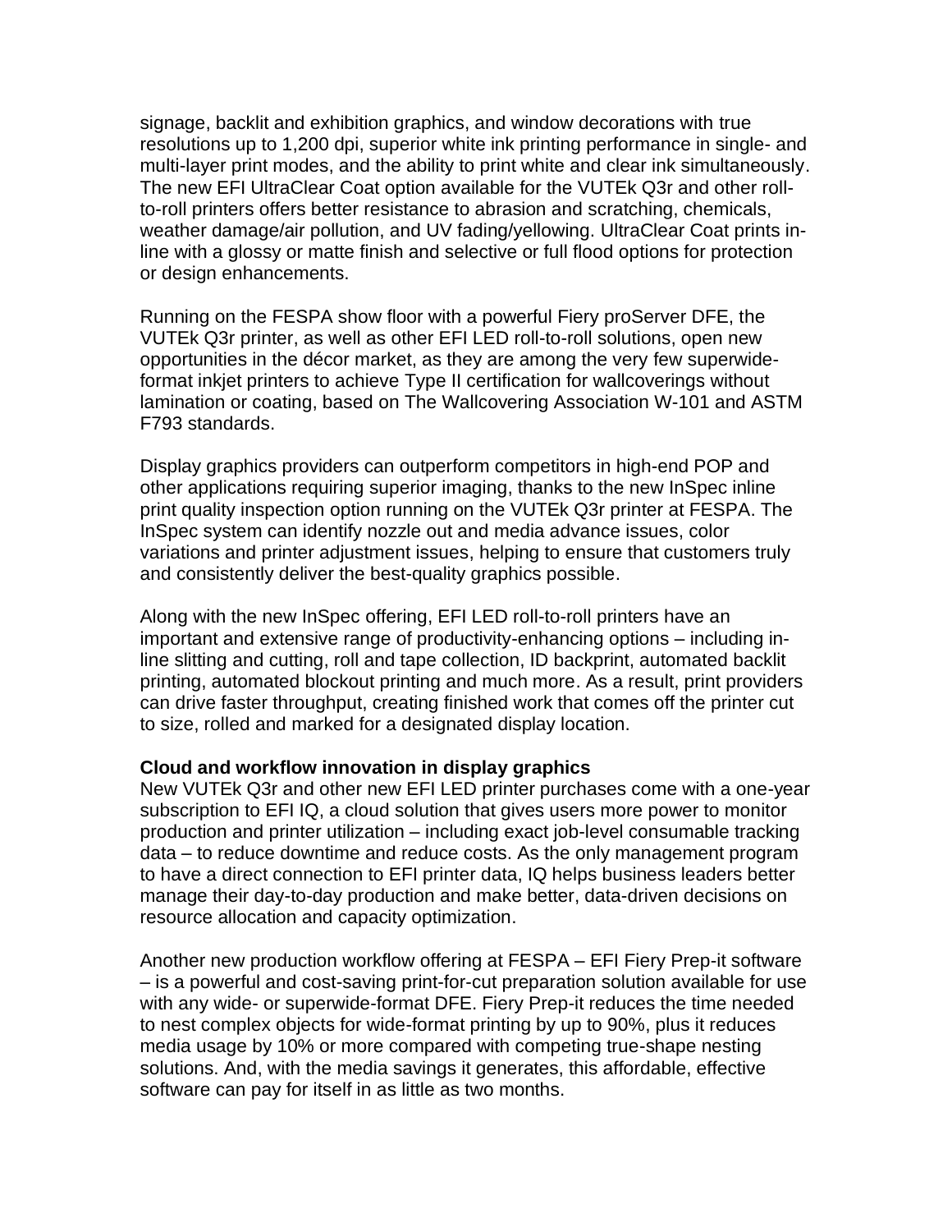signage, backlit and exhibition graphics, and window decorations with true resolutions up to 1,200 dpi, superior white ink printing performance in single- and multi-layer print modes, and the ability to print white and clear ink simultaneously. The new EFI UltraClear Coat option available for the VUTEk Q3r and other roll-to-roll printers offers better resistance to abrasion and scratching, chemicals, weather damage/air pollution, and UV fading/yellowing. UltraClear Coat prints in-line with a glossy or matte finish and selective or full flood options for protection or design enhancements.

Running on the FESPA show floor with a powerful Fiery proServer DFE, the VUTEk Q3r printer, as well as other EFI LED roll-to-roll solutions, open new opportunities in the décor market, as they are among the very few superwide-format inkjet printers to achieve Type II certification for wallcoverings without lamination or coating, based on The Wallcovering Association W-101 and ASTM F793 standards.

Display graphics providers can outperform competitors in high-end POP and other applications requiring superior imaging, thanks to the new InSpec inline print quality inspection option running on the VUTEk Q3r printer at FESPA. The InSpec system can identify nozzle out and media advance issues, color variations and printer adjustment issues, helping to ensure that customers truly and consistently deliver the best-quality graphics possible.

Along with the new InSpec offering, EFI LED roll-to-roll printers have an important and extensive range of productivity-enhancing options – including in-line slitting and cutting, roll and tape collection, ID backprint, automated backlit printing, automated blockout printing and much more. As a result, print providers can drive faster throughput, creating finished work that comes off the printer cut to size, rolled and marked for a designated display location.

**Cloud and workflow innovation in display graphics**

New VUTEk Q3r and other new EFI LED printer purchases come with a one-year subscription to EFI IQ, a cloud solution that gives users more power to monitor production and printer utilization – including exact job-level consumable tracking data – to reduce downtime and reduce costs. As the only management program to have a direct connection to EFI printer data, IQ helps business leaders better manage their day-to-day production and make better, data-driven decisions on resource allocation and capacity optimization.

Another new production workflow offering at FESPA – EFI Fiery Prep-it software – is a powerful and cost-saving print-for-cut preparation solution available for use with any wide- or superwide-format DFE. Fiery Prep-it reduces the time needed to nest complex objects for wide-format printing by up to 90%, plus it reduces media usage by 10% or more compared with competing true-shape nesting solutions. And, with the media savings it generates, this affordable, effective software can pay for itself in as little as two months.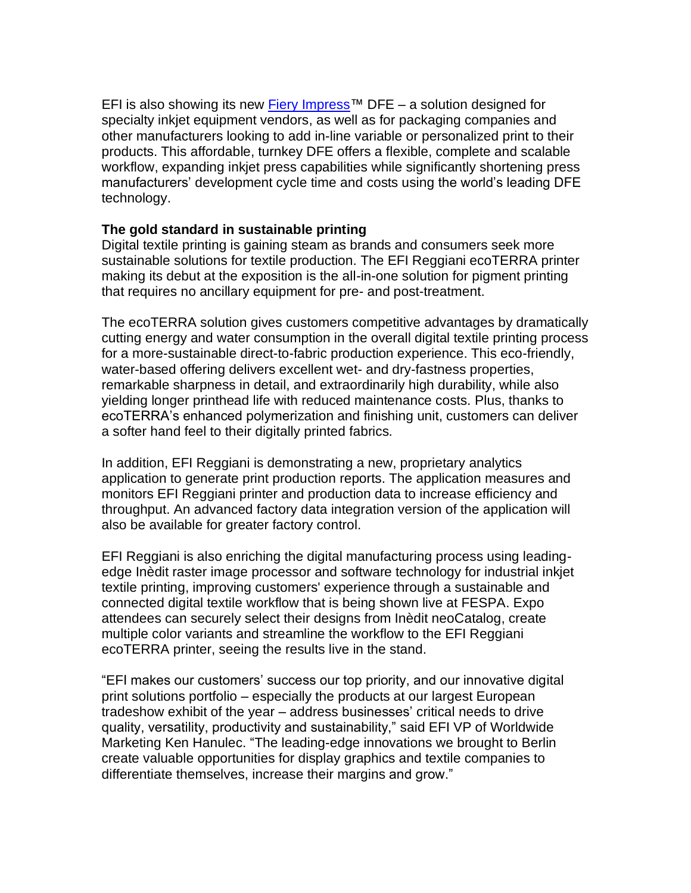EFI is also showing its new [Fiery Impress]™ DFE – a solution designed for specialty inkjet equipment vendors, as well as for packaging companies and other manufacturers looking to add in-line variable or personalized print to their products. This affordable, turnkey DFE offers a flexible, complete and scalable workflow, expanding inkjet press capabilities while significantly shortening press manufacturers' development cycle time and costs using the world's leading DFE technology.

**The gold standard in sustainable printing**

Digital textile printing is gaining steam as brands and consumers seek more sustainable solutions for textile production. The EFI Reggiani ecoTERRA printer making its debut at the exposition is the all-in-one solution for pigment printing that requires no ancillary equipment for pre- and post-treatment.

The ecoTERRA solution gives customers competitive advantages by dramatically cutting energy and water consumption in the overall digital textile printing process for a more-sustainable direct-to-fabric production experience. This eco-friendly, water-based offering delivers excellent wet- and dry-fastness properties, remarkable sharpness in detail, and extraordinarily high durability, while also yielding longer printhead life with reduced maintenance costs. Plus, thanks to ecoTERRA's enhanced polymerization and finishing unit, customers can deliver a softer hand feel to their digitally printed fabrics.

In addition, EFI Reggiani is demonstrating a new, proprietary analytics application to generate print production reports. The application measures and monitors EFI Reggiani printer and production data to increase efficiency and throughput. An advanced factory data integration version of the application will also be available for greater factory control.

EFI Reggiani is also enriching the digital manufacturing process using leading-edge Inèdit raster image processor and software technology for industrial inkjet textile printing, improving customers' experience through a sustainable and connected digital textile workflow that is being shown live at FESPA. Expo attendees can securely select their designs from Inèdit neoCatalog, create multiple color variants and streamline the workflow to the EFI Reggiani ecoTERRA printer, seeing the results live in the stand.

"EFI makes our customers' success our top priority, and our innovative digital print solutions portfolio – especially the products at our largest European tradeshow exhibit of the year – address businesses' critical needs to drive quality, versatility, productivity and sustainability," said EFI VP of Worldwide Marketing Ken Hanulec. "The leading-edge innovations we brought to Berlin create valuable opportunities for display graphics and textile companies to differentiate themselves, increase their margins and grow."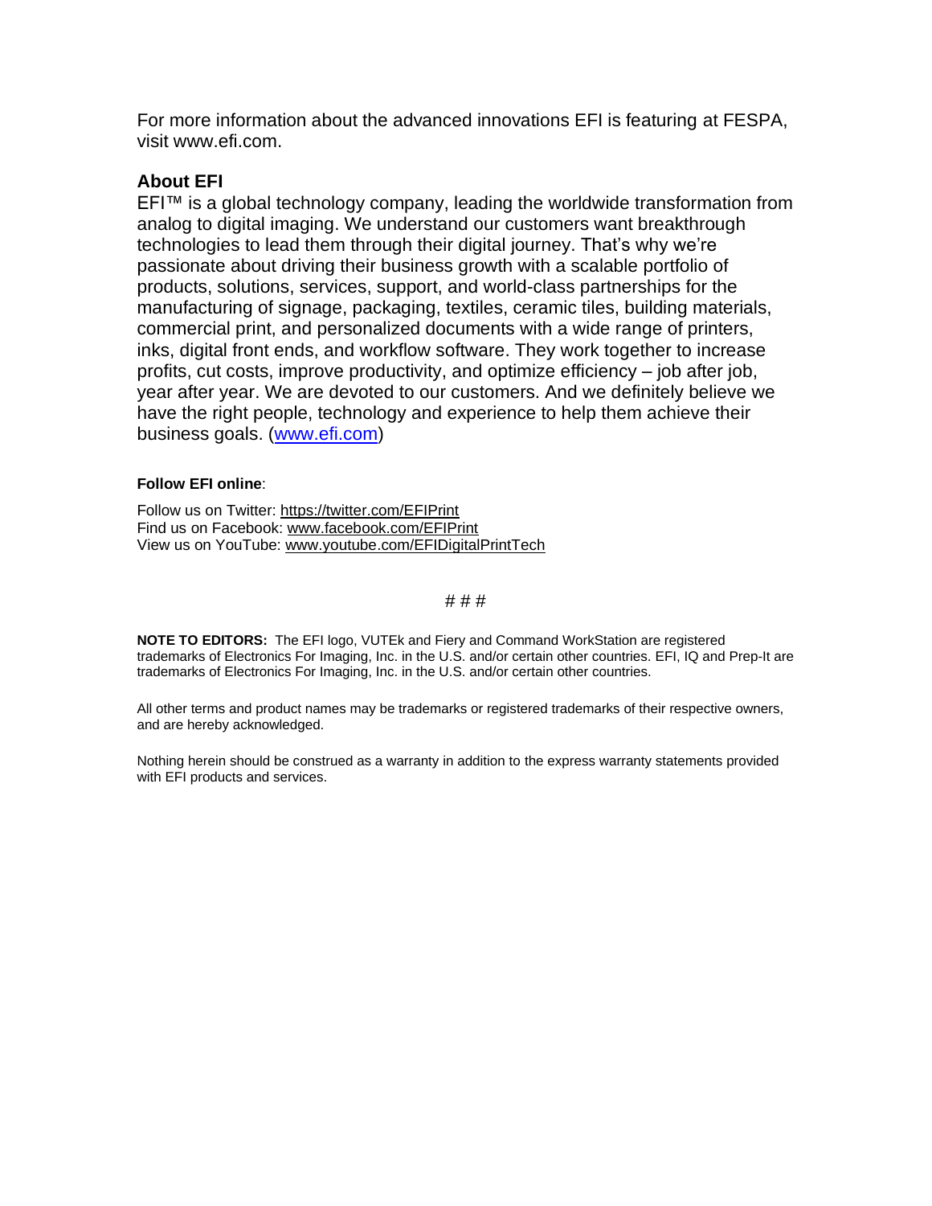For more information about the advanced innovations EFI is featuring at FESPA, visit www.efi.com.

## About EFI

EFI™ is a global technology company, leading the worldwide transformation from analog to digital imaging. We understand our customers want breakthrough technologies to lead them through their digital journey. That's why we're passionate about driving their business growth with a scalable portfolio of products, solutions, services, support, and world-class partnerships for the manufacturing of signage, packaging, textiles, ceramic tiles, building materials, commercial print, and personalized documents with a wide range of printers, inks, digital front ends, and workflow software. They work together to increase profits, cut costs, improve productivity, and optimize efficiency – job after job, year after year. We are devoted to our customers. And we definitely believe we have the right people, technology and experience to help them achieve their business goals. (www.efi.com)

**Follow EFI online**:

Follow us on Twitter: https://twitter.com/EFIPrint
Find us on Facebook: www.facebook.com/EFIPrint
View us on YouTube: www.youtube.com/EFIDigitalPrintTech

# # #

**NOTE TO EDITORS:** The EFI logo, VUTEk and Fiery and Command WorkStation are registered trademarks of Electronics For Imaging, Inc. in the U.S. and/or certain other countries. EFI, IQ and Prep-It are trademarks of Electronics For Imaging, Inc. in the U.S. and/or certain other countries.

All other terms and product names may be trademarks or registered trademarks of their respective owners, and are hereby acknowledged.

Nothing herein should be construed as a warranty in addition to the express warranty statements provided with EFI products and services.